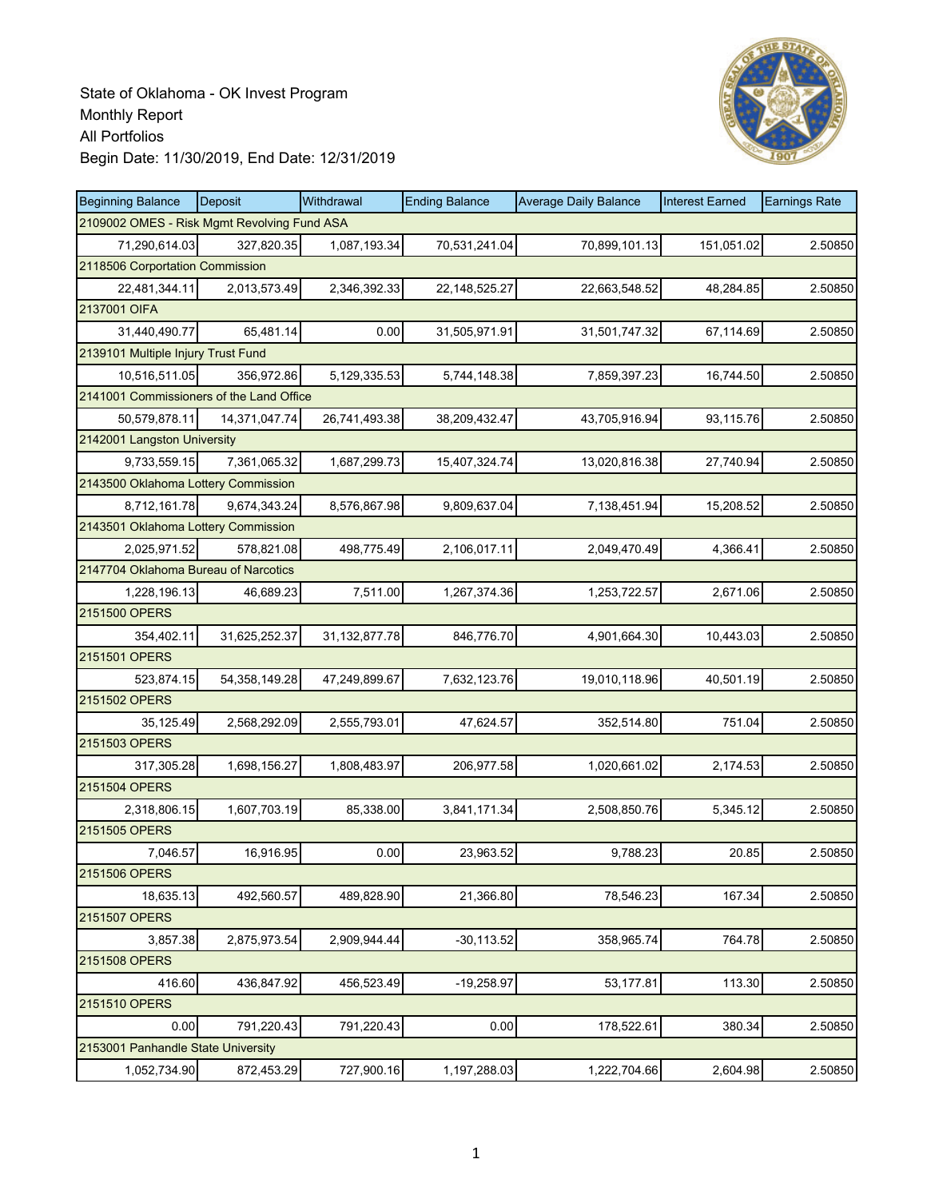State of Oklahoma - OK Invest Program
Monthly Report
All Portfolios
Begin Date: 11/30/2019, End Date: 12/31/2019

| Beginning Balance | Deposit | Withdrawal | Ending Balance | Average Daily Balance | Interest Earned | Earnings Rate |
|---|---|---|---|---|---|---|
| 2109002 OMES - Risk Mgmt Revolving Fund ASA | | | | | | |
| 71,290,614.03 | 327,820.35 | 1,087,193.34 | 70,531,241.04 | 70,899,101.13 | 151,051.02 | 2.50850 |
| 2118506 Corportation Commission | | | | | | |
| 22,481,344.11 | 2,013,573.49 | 2,346,392.33 | 22,148,525.27 | 22,663,548.52 | 48,284.85 | 2.50850 |
| 2137001 OIFA | | | | | | |
| 31,440,490.77 | 65,481.14 | 0.00 | 31,505,971.91 | 31,501,747.32 | 67,114.69 | 2.50850 |
| 2139101 Multiple Injury Trust Fund | | | | | | |
| 10,516,511.05 | 356,972.86 | 5,129,335.53 | 5,744,148.38 | 7,859,397.23 | 16,744.50 | 2.50850 |
| 2141001 Commissioners of the Land Office | | | | | | |
| 50,579,878.11 | 14,371,047.74 | 26,741,493.38 | 38,209,432.47 | 43,705,916.94 | 93,115.76 | 2.50850 |
| 2142001 Langston University | | | | | | |
| 9,733,559.15 | 7,361,065.32 | 1,687,299.73 | 15,407,324.74 | 13,020,816.38 | 27,740.94 | 2.50850 |
| 2143500 Oklahoma Lottery Commission | | | | | | |
| 8,712,161.78 | 9,674,343.24 | 8,576,867.98 | 9,809,637.04 | 7,138,451.94 | 15,208.52 | 2.50850 |
| 2143501 Oklahoma Lottery Commission | | | | | | |
| 2,025,971.52 | 578,821.08 | 498,775.49 | 2,106,017.11 | 2,049,470.49 | 4,366.41 | 2.50850 |
| 2147704 Oklahoma Bureau of Narcotics | | | | | | |
| 1,228,196.13 | 46,689.23 | 7,511.00 | 1,267,374.36 | 1,253,722.57 | 2,671.06 | 2.50850 |
| 2151500 OPERS | | | | | | |
| 354,402.11 | 31,625,252.37 | 31,132,877.78 | 846,776.70 | 4,901,664.30 | 10,443.03 | 2.50850 |
| 2151501 OPERS | | | | | | |
| 523,874.15 | 54,358,149.28 | 47,249,899.67 | 7,632,123.76 | 19,010,118.96 | 40,501.19 | 2.50850 |
| 2151502 OPERS | | | | | | |
| 35,125.49 | 2,568,292.09 | 2,555,793.01 | 47,624.57 | 352,514.80 | 751.04 | 2.50850 |
| 2151503 OPERS | | | | | | |
| 317,305.28 | 1,698,156.27 | 1,808,483.97 | 206,977.58 | 1,020,661.02 | 2,174.53 | 2.50850 |
| 2151504 OPERS | | | | | | |
| 2,318,806.15 | 1,607,703.19 | 85,338.00 | 3,841,171.34 | 2,508,850.76 | 5,345.12 | 2.50850 |
| 2151505 OPERS | | | | | | |
| 7,046.57 | 16,916.95 | 0.00 | 23,963.52 | 9,788.23 | 20.85 | 2.50850 |
| 2151506 OPERS | | | | | | |
| 18,635.13 | 492,560.57 | 489,828.90 | 21,366.80 | 78,546.23 | 167.34 | 2.50850 |
| 2151507 OPERS | | | | | | |
| 3,857.38 | 2,875,973.54 | 2,909,944.44 | -30,113.52 | 358,965.74 | 764.78 | 2.50850 |
| 2151508 OPERS | | | | | | |
| 416.60 | 436,847.92 | 456,523.49 | -19,258.97 | 53,177.81 | 113.30 | 2.50850 |
| 2151510 OPERS | | | | | | |
| 0.00 | 791,220.43 | 791,220.43 | 0.00 | 178,522.61 | 380.34 | 2.50850 |
| 2153001 Panhandle State University | | | | | | |
| 1,052,734.90 | 872,453.29 | 727,900.16 | 1,197,288.03 | 1,222,704.66 | 2,604.98 | 2.50850 |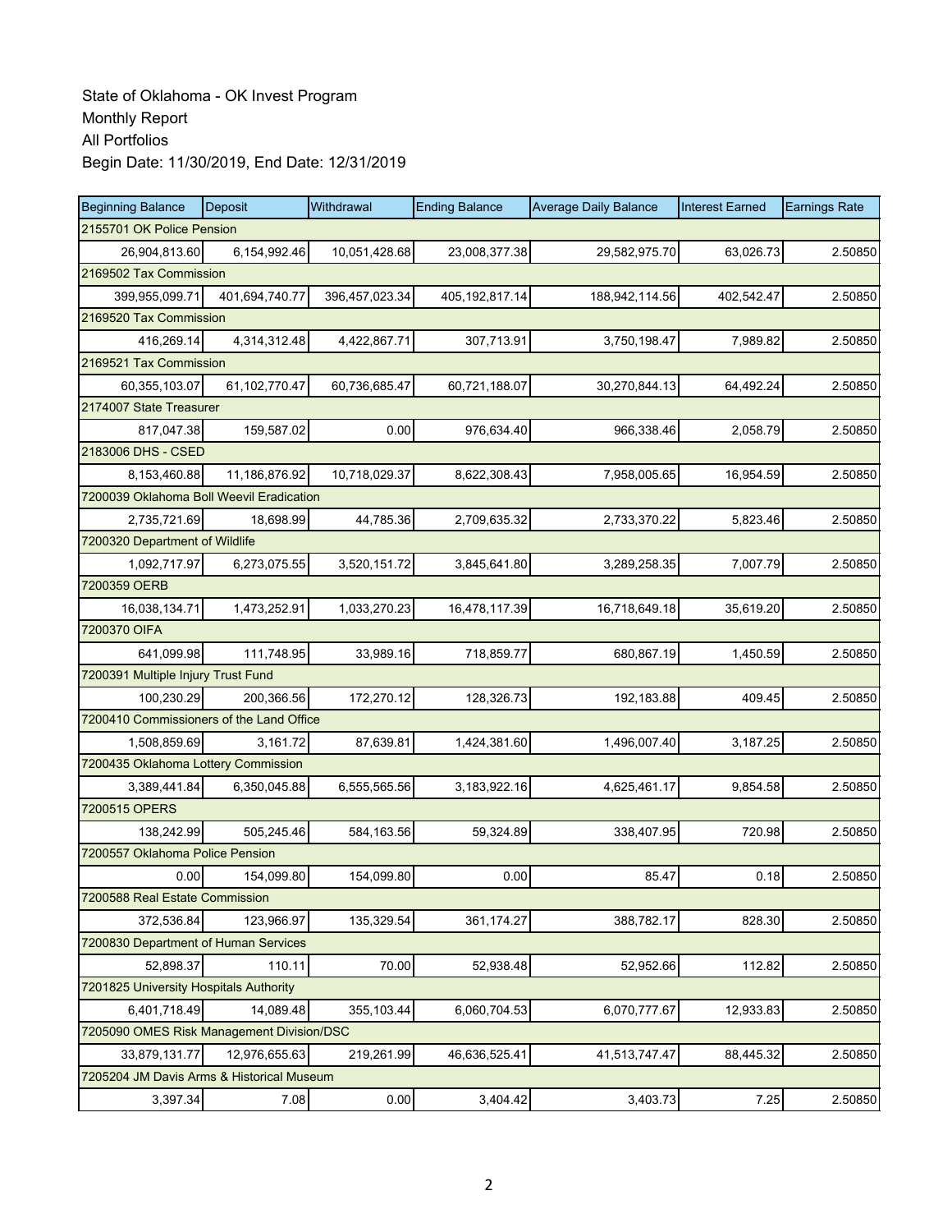State of Oklahoma - OK Invest Program
Monthly Report
All Portfolios
Begin Date: 11/30/2019, End Date: 12/31/2019

| Beginning Balance | Deposit | Withdrawal | Ending Balance | Average Daily Balance | Interest Earned | Earnings Rate |
|---|---|---|---|---|---|---|
| 2155701 OK Police Pension | | | | | | |
| 26,904,813.60 | 6,154,992.46 | 10,051,428.68 | 23,008,377.38 | 29,582,975.70 | 63,026.73 | 2.50850 |
| 2169502 Tax Commission | | | | | | |
| 399,955,099.71 | 401,694,740.77 | 396,457,023.34 | 405,192,817.14 | 188,942,114.56 | 402,542.47 | 2.50850 |
| 2169520 Tax Commission | | | | | | |
| 416,269.14 | 4,314,312.48 | 4,422,867.71 | 307,713.91 | 3,750,198.47 | 7,989.82 | 2.50850 |
| 2169521 Tax Commission | | | | | | |
| 60,355,103.07 | 61,102,770.47 | 60,736,685.47 | 60,721,188.07 | 30,270,844.13 | 64,492.24 | 2.50850 |
| 2174007 State Treasurer | | | | | | |
| 817,047.38 | 159,587.02 | 0.00 | 976,634.40 | 966,338.46 | 2,058.79 | 2.50850 |
| 2183006 DHS - CSED | | | | | | |
| 8,153,460.88 | 11,186,876.92 | 10,718,029.37 | 8,622,308.43 | 7,958,005.65 | 16,954.59 | 2.50850 |
| 7200039 Oklahoma Boll Weevil Eradication | | | | | | |
| 2,735,721.69 | 18,698.99 | 44,785.36 | 2,709,635.32 | 2,733,370.22 | 5,823.46 | 2.50850 |
| 7200320 Department of Wildlife | | | | | | |
| 1,092,717.97 | 6,273,075.55 | 3,520,151.72 | 3,845,641.80 | 3,289,258.35 | 7,007.79 | 2.50850 |
| 7200359 OERB | | | | | | |
| 16,038,134.71 | 1,473,252.91 | 1,033,270.23 | 16,478,117.39 | 16,718,649.18 | 35,619.20 | 2.50850 |
| 7200370 OIFA | | | | | | |
| 641,099.98 | 111,748.95 | 33,989.16 | 718,859.77 | 680,867.19 | 1,450.59 | 2.50850 |
| 7200391 Multiple Injury Trust Fund | | | | | | |
| 100,230.29 | 200,366.56 | 172,270.12 | 128,326.73 | 192,183.88 | 409.45 | 2.50850 |
| 7200410 Commissioners of the Land Office | | | | | | |
| 1,508,859.69 | 3,161.72 | 87,639.81 | 1,424,381.60 | 1,496,007.40 | 3,187.25 | 2.50850 |
| 7200435 Oklahoma Lottery Commission | | | | | | |
| 3,389,441.84 | 6,350,045.88 | 6,555,565.56 | 3,183,922.16 | 4,625,461.17 | 9,854.58 | 2.50850 |
| 7200515 OPERS | | | | | | |
| 138,242.99 | 505,245.46 | 584,163.56 | 59,324.89 | 338,407.95 | 720.98 | 2.50850 |
| 7200557 Oklahoma Police Pension | | | | | | |
| 0.00 | 154,099.80 | 154,099.80 | 0.00 | 85.47 | 0.18 | 2.50850 |
| 7200588 Real Estate Commission | | | | | | |
| 372,536.84 | 123,966.97 | 135,329.54 | 361,174.27 | 388,782.17 | 828.30 | 2.50850 |
| 7200830 Department of Human Services | | | | | | |
| 52,898.37 | 110.11 | 70.00 | 52,938.48 | 52,952.66 | 112.82 | 2.50850 |
| 7201825 University Hospitals Authority | | | | | | |
| 6,401,718.49 | 14,089.48 | 355,103.44 | 6,060,704.53 | 6,070,777.67 | 12,933.83 | 2.50850 |
| 7205090 OMES Risk Management Division/DSC | | | | | | |
| 33,879,131.77 | 12,976,655.63 | 219,261.99 | 46,636,525.41 | 41,513,747.47 | 88,445.32 | 2.50850 |
| 7205204 JM Davis Arms & Historical Museum | | | | | | |
| 3,397.34 | 7.08 | 0.00 | 3,404.42 | 3,403.73 | 7.25 | 2.50850 |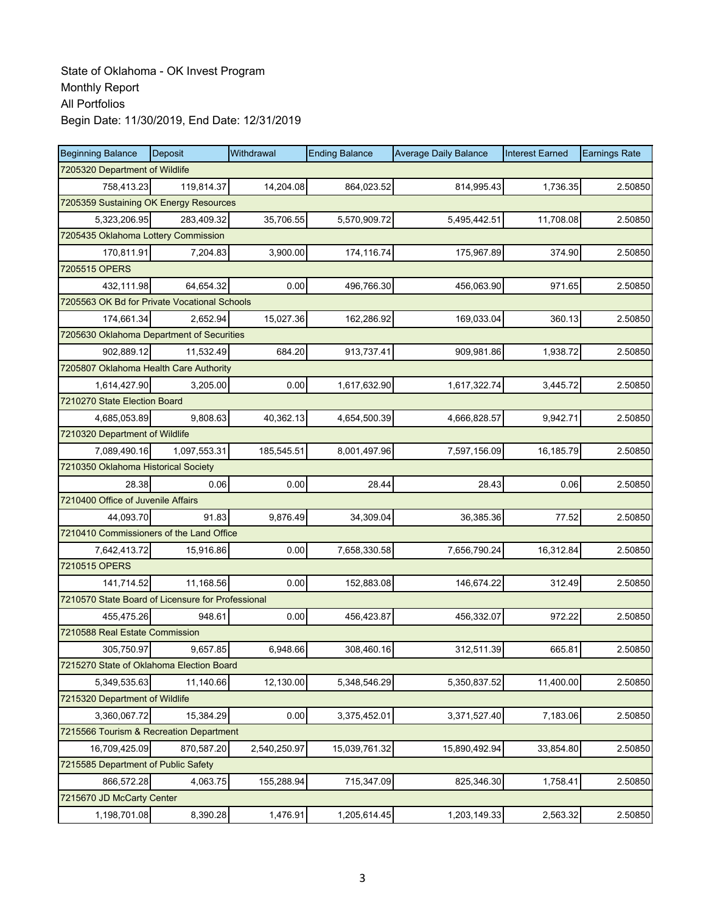State of Oklahoma - OK Invest Program
Monthly Report
All Portfolios
Begin Date: 11/30/2019, End Date: 12/31/2019

| Beginning Balance | Deposit | Withdrawal | Ending Balance | Average Daily Balance | Interest Earned | Earnings Rate |
|---|---|---|---|---|---|---|
| 7205320 Department of Wildlife | | | | | | |
| 758,413.23 | 119,814.37 | 14,204.08 | 864,023.52 | 814,995.43 | 1,736.35 | 2.50850 |
| 7205359 Sustaining OK Energy Resources | | | | | | |
| 5,323,206.95 | 283,409.32 | 35,706.55 | 5,570,909.72 | 5,495,442.51 | 11,708.08 | 2.50850 |
| 7205435 Oklahoma Lottery Commission | | | | | | |
| 170,811.91 | 7,204.83 | 3,900.00 | 174,116.74 | 175,967.89 | 374.90 | 2.50850 |
| 7205515 OPERS | | | | | | |
| 432,111.98 | 64,654.32 | 0.00 | 496,766.30 | 456,063.90 | 971.65 | 2.50850 |
| 7205563 OK Bd for Private Vocational Schools | | | | | | |
| 174,661.34 | 2,652.94 | 15,027.36 | 162,286.92 | 169,033.04 | 360.13 | 2.50850 |
| 7205630 Oklahoma Department of Securities | | | | | | |
| 902,889.12 | 11,532.49 | 684.20 | 913,737.41 | 909,981.86 | 1,938.72 | 2.50850 |
| 7205807 Oklahoma Health Care Authority | | | | | | |
| 1,614,427.90 | 3,205.00 | 0.00 | 1,617,632.90 | 1,617,322.74 | 3,445.72 | 2.50850 |
| 7210270 State Election Board | | | | | | |
| 4,685,053.89 | 9,808.63 | 40,362.13 | 4,654,500.39 | 4,666,828.57 | 9,942.71 | 2.50850 |
| 7210320 Department of Wildlife | | | | | | |
| 7,089,490.16 | 1,097,553.31 | 185,545.51 | 8,001,497.96 | 7,597,156.09 | 16,185.79 | 2.50850 |
| 7210350 Oklahoma Historical Society | | | | | | |
| 28.38 | 0.06 | 0.00 | 28.44 | 28.43 | 0.06 | 2.50850 |
| 7210400 Office of Juvenile Affairs | | | | | | |
| 44,093.70 | 91.83 | 9,876.49 | 34,309.04 | 36,385.36 | 77.52 | 2.50850 |
| 7210410 Commissioners of the Land Office | | | | | | |
| 7,642,413.72 | 15,916.86 | 0.00 | 7,658,330.58 | 7,656,790.24 | 16,312.84 | 2.50850 |
| 7210515 OPERS | | | | | | |
| 141,714.52 | 11,168.56 | 0.00 | 152,883.08 | 146,674.22 | 312.49 | 2.50850 |
| 7210570 State Board of Licensure for Professional | | | | | | |
| 455,475.26 | 948.61 | 0.00 | 456,423.87 | 456,332.07 | 972.22 | 2.50850 |
| 7210588 Real Estate Commission | | | | | | |
| 305,750.97 | 9,657.85 | 6,948.66 | 308,460.16 | 312,511.39 | 665.81 | 2.50850 |
| 7215270 State of Oklahoma Election Board | | | | | | |
| 5,349,535.63 | 11,140.66 | 12,130.00 | 5,348,546.29 | 5,350,837.52 | 11,400.00 | 2.50850 |
| 7215320 Department of Wildlife | | | | | | |
| 3,360,067.72 | 15,384.29 | 0.00 | 3,375,452.01 | 3,371,527.40 | 7,183.06 | 2.50850 |
| 7215566 Tourism & Recreation Department | | | | | | |
| 16,709,425.09 | 870,587.20 | 2,540,250.97 | 15,039,761.32 | 15,890,492.94 | 33,854.80 | 2.50850 |
| 7215585 Department of Public Safety | | | | | | |
| 866,572.28 | 4,063.75 | 155,288.94 | 715,347.09 | 825,346.30 | 1,758.41 | 2.50850 |
| 7215670 JD McCarty Center | | | | | | |
| 1,198,701.08 | 8,390.28 | 1,476.91 | 1,205,614.45 | 1,203,149.33 | 2,563.32 | 2.50850 |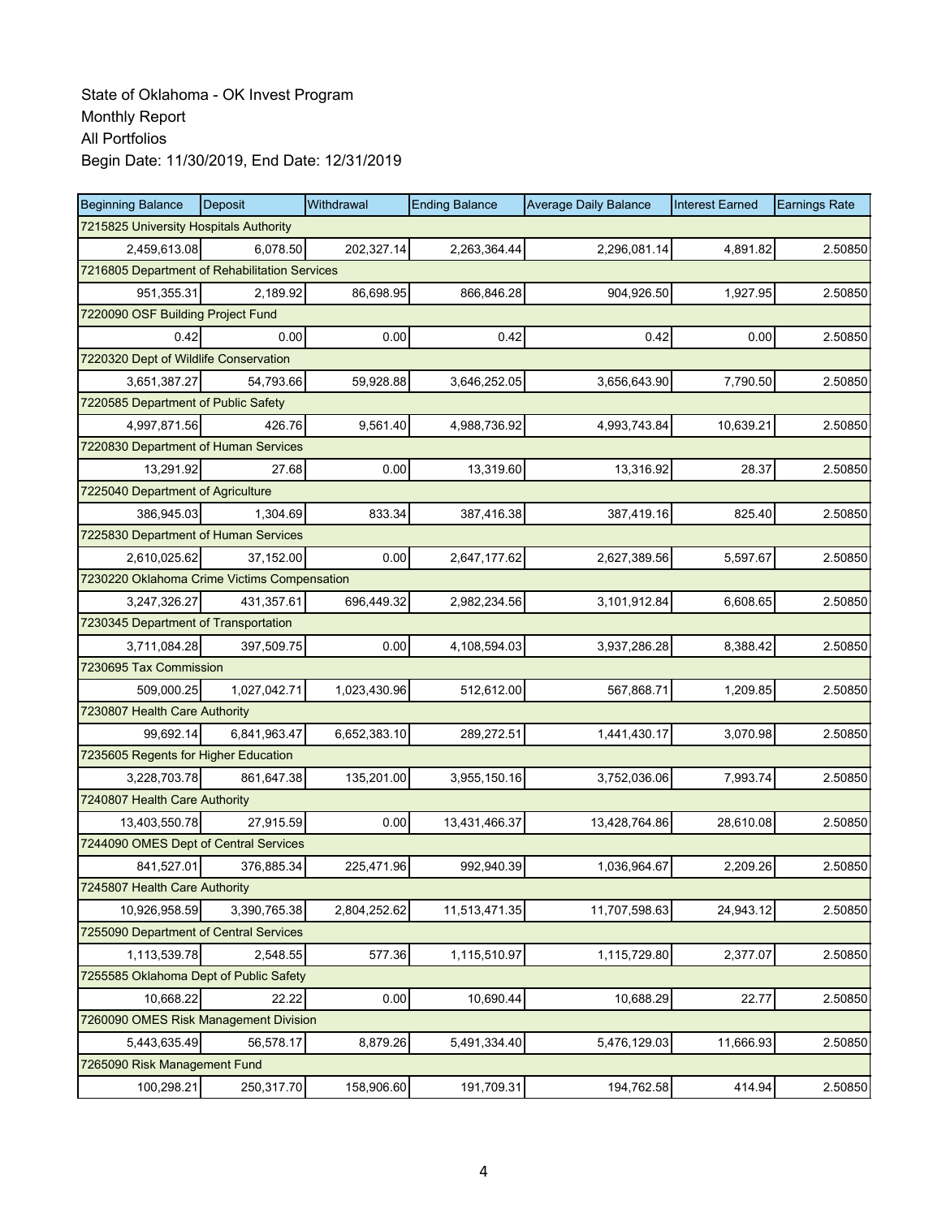State of Oklahoma - OK Invest Program
Monthly Report
All Portfolios
Begin Date: 11/30/2019, End Date: 12/31/2019

| Beginning Balance | Deposit | Withdrawal | Ending Balance | Average Daily Balance | Interest Earned | Earnings Rate |
|---|---|---|---|---|---|---|
| 7215825 University Hospitals Authority | | | | | | |
| 2,459,613.08 | 6,078.50 | 202,327.14 | 2,263,364.44 | 2,296,081.14 | 4,891.82 | 2.50850 |
| 7216805 Department of Rehabilitation Services | | | | | | |
| 951,355.31 | 2,189.92 | 86,698.95 | 866,846.28 | 904,926.50 | 1,927.95 | 2.50850 |
| 7220090 OSF Building Project Fund | | | | | | |
| 0.42 | 0.00 | 0.00 | 0.42 | 0.42 | 0.00 | 2.50850 |
| 7220320 Dept of Wildlife Conservation | | | | | | |
| 3,651,387.27 | 54,793.66 | 59,928.88 | 3,646,252.05 | 3,656,643.90 | 7,790.50 | 2.50850 |
| 7220585 Department of Public Safety | | | | | | |
| 4,997,871.56 | 426.76 | 9,561.40 | 4,988,736.92 | 4,993,743.84 | 10,639.21 | 2.50850 |
| 7220830 Department of Human Services | | | | | | |
| 13,291.92 | 27.68 | 0.00 | 13,319.60 | 13,316.92 | 28.37 | 2.50850 |
| 7225040 Department of Agriculture | | | | | | |
| 386,945.03 | 1,304.69 | 833.34 | 387,416.38 | 387,419.16 | 825.40 | 2.50850 |
| 7225830 Department of Human Services | | | | | | |
| 2,610,025.62 | 37,152.00 | 0.00 | 2,647,177.62 | 2,627,389.56 | 5,597.67 | 2.50850 |
| 7230220 Oklahoma Crime Victims Compensation | | | | | | |
| 3,247,326.27 | 431,357.61 | 696,449.32 | 2,982,234.56 | 3,101,912.84 | 6,608.65 | 2.50850 |
| 7230345 Department of Transportation | | | | | | |
| 3,711,084.28 | 397,509.75 | 0.00 | 4,108,594.03 | 3,937,286.28 | 8,388.42 | 2.50850 |
| 7230695 Tax Commission | | | | | | |
| 509,000.25 | 1,027,042.71 | 1,023,430.96 | 512,612.00 | 567,868.71 | 1,209.85 | 2.50850 |
| 7230807 Health Care Authority | | | | | | |
| 99,692.14 | 6,841,963.47 | 6,652,383.10 | 289,272.51 | 1,441,430.17 | 3,070.98 | 2.50850 |
| 7235605 Regents for Higher Education | | | | | | |
| 3,228,703.78 | 861,647.38 | 135,201.00 | 3,955,150.16 | 3,752,036.06 | 7,993.74 | 2.50850 |
| 7240807 Health Care Authority | | | | | | |
| 13,403,550.78 | 27,915.59 | 0.00 | 13,431,466.37 | 13,428,764.86 | 28,610.08 | 2.50850 |
| 7244090 OMES Dept of Central Services | | | | | | |
| 841,527.01 | 376,885.34 | 225,471.96 | 992,940.39 | 1,036,964.67 | 2,209.26 | 2.50850 |
| 7245807 Health Care Authority | | | | | | |
| 10,926,958.59 | 3,390,765.38 | 2,804,252.62 | 11,513,471.35 | 11,707,598.63 | 24,943.12 | 2.50850 |
| 7255090 Department of Central Services | | | | | | |
| 1,113,539.78 | 2,548.55 | 577.36 | 1,115,510.97 | 1,115,729.80 | 2,377.07 | 2.50850 |
| 7255585 Oklahoma Dept of Public Safety | | | | | | |
| 10,668.22 | 22.22 | 0.00 | 10,690.44 | 10,688.29 | 22.77 | 2.50850 |
| 7260090 OMES Risk Management Division | | | | | | |
| 5,443,635.49 | 56,578.17 | 8,879.26 | 5,491,334.40 | 5,476,129.03 | 11,666.93 | 2.50850 |
| 7265090 Risk Management Fund | | | | | | |
| 100,298.21 | 250,317.70 | 158,906.60 | 191,709.31 | 194,762.58 | 414.94 | 2.50850 |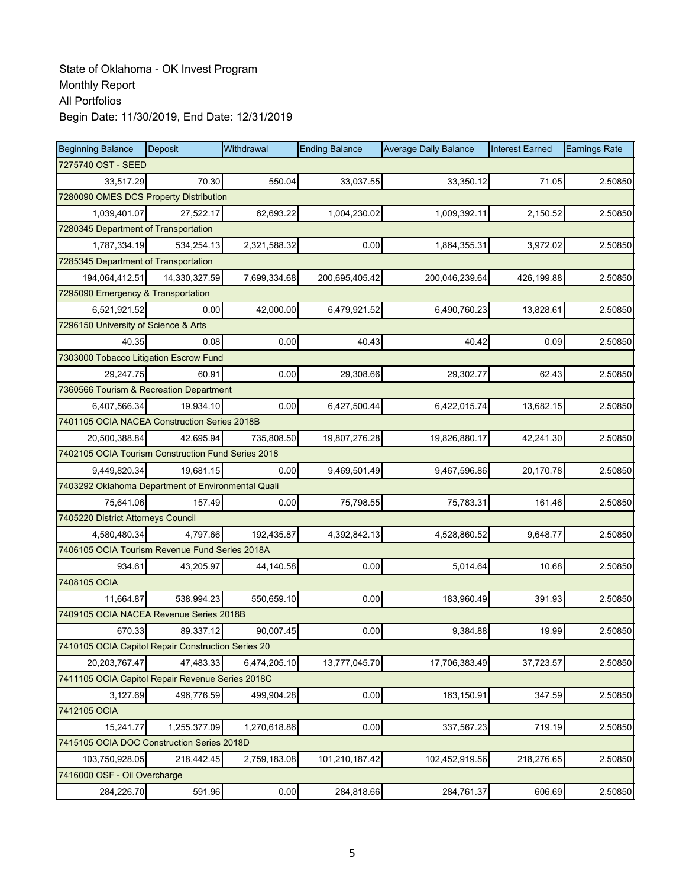State of Oklahoma - OK Invest Program
Monthly Report
All Portfolios
Begin Date: 11/30/2019, End Date: 12/31/2019

| Beginning Balance | Deposit | Withdrawal | Ending Balance | Average Daily Balance | Interest Earned | Earnings Rate |
|---|---|---|---|---|---|---|
| 7275740 OST - SEED | | | | | | |
| 33,517.29 | 70.30 | 550.04 | 33,037.55 | 33,350.12 | 71.05 | 2.50850 |
| 7280090 OMES DCS Property Distribution | | | | | | |
| 1,039,401.07 | 27,522.17 | 62,693.22 | 1,004,230.02 | 1,009,392.11 | 2,150.52 | 2.50850 |
| 7280345 Department of Transportation | | | | | | |
| 1,787,334.19 | 534,254.13 | 2,321,588.32 | 0.00 | 1,864,355.31 | 3,972.02 | 2.50850 |
| 7285345 Department of Transportation | | | | | | |
| 194,064,412.51 | 14,330,327.59 | 7,699,334.68 | 200,695,405.42 | 200,046,239.64 | 426,199.88 | 2.50850 |
| 7295090 Emergency & Transportation | | | | | | |
| 6,521,921.52 | 0.00 | 42,000.00 | 6,479,921.52 | 6,490,760.23 | 13,828.61 | 2.50850 |
| 7296150 University of Science & Arts | | | | | | |
| 40.35 | 0.08 | 0.00 | 40.43 | 40.42 | 0.09 | 2.50850 |
| 7303000 Tobacco Litigation Escrow Fund | | | | | | |
| 29,247.75 | 60.91 | 0.00 | 29,308.66 | 29,302.77 | 62.43 | 2.50850 |
| 7360566 Tourism & Recreation Department | | | | | | |
| 6,407,566.34 | 19,934.10 | 0.00 | 6,427,500.44 | 6,422,015.74 | 13,682.15 | 2.50850 |
| 7401105 OCIA NACEA Construction Series 2018B | | | | | | |
| 20,500,388.84 | 42,695.94 | 735,808.50 | 19,807,276.28 | 19,826,880.17 | 42,241.30 | 2.50850 |
| 7402105 OCIA Tourism Construction Fund Series 2018 | | | | | | |
| 9,449,820.34 | 19,681.15 | 0.00 | 9,469,501.49 | 9,467,596.86 | 20,170.78 | 2.50850 |
| 7403292 Oklahoma Department of Environmental Quali | | | | | | |
| 75,641.06 | 157.49 | 0.00 | 75,798.55 | 75,783.31 | 161.46 | 2.50850 |
| 7405220 District Attorneys Council | | | | | | |
| 4,580,480.34 | 4,797.66 | 192,435.87 | 4,392,842.13 | 4,528,860.52 | 9,648.77 | 2.50850 |
| 7406105 OCIA Tourism Revenue Fund Series 2018A | | | | | | |
| 934.61 | 43,205.97 | 44,140.58 | 0.00 | 5,014.64 | 10.68 | 2.50850 |
| 7408105 OCIA | | | | | | |
| 11,664.87 | 538,994.23 | 550,659.10 | 0.00 | 183,960.49 | 391.93 | 2.50850 |
| 7409105 OCIA NACEA Revenue Series 2018B | | | | | | |
| 670.33 | 89,337.12 | 90,007.45 | 0.00 | 9,384.88 | 19.99 | 2.50850 |
| 7410105 OCIA Capitol Repair Construction Series 20 | | | | | | |
| 20,203,767.47 | 47,483.33 | 6,474,205.10 | 13,777,045.70 | 17,706,383.49 | 37,723.57 | 2.50850 |
| 7411105 OCIA Capitol Repair Revenue Series 2018C | | | | | | |
| 3,127.69 | 496,776.59 | 499,904.28 | 0.00 | 163,150.91 | 347.59 | 2.50850 |
| 7412105 OCIA | | | | | | |
| 15,241.77 | 1,255,377.09 | 1,270,618.86 | 0.00 | 337,567.23 | 719.19 | 2.50850 |
| 7415105 OCIA DOC Construction Series 2018D | | | | | | |
| 103,750,928.05 | 218,442.45 | 2,759,183.08 | 101,210,187.42 | 102,452,919.56 | 218,276.65 | 2.50850 |
| 7416000 OSF - Oil Overcharge | | | | | | |
| 284,226.70 | 591.96 | 0.00 | 284,818.66 | 284,761.37 | 606.69 | 2.50850 |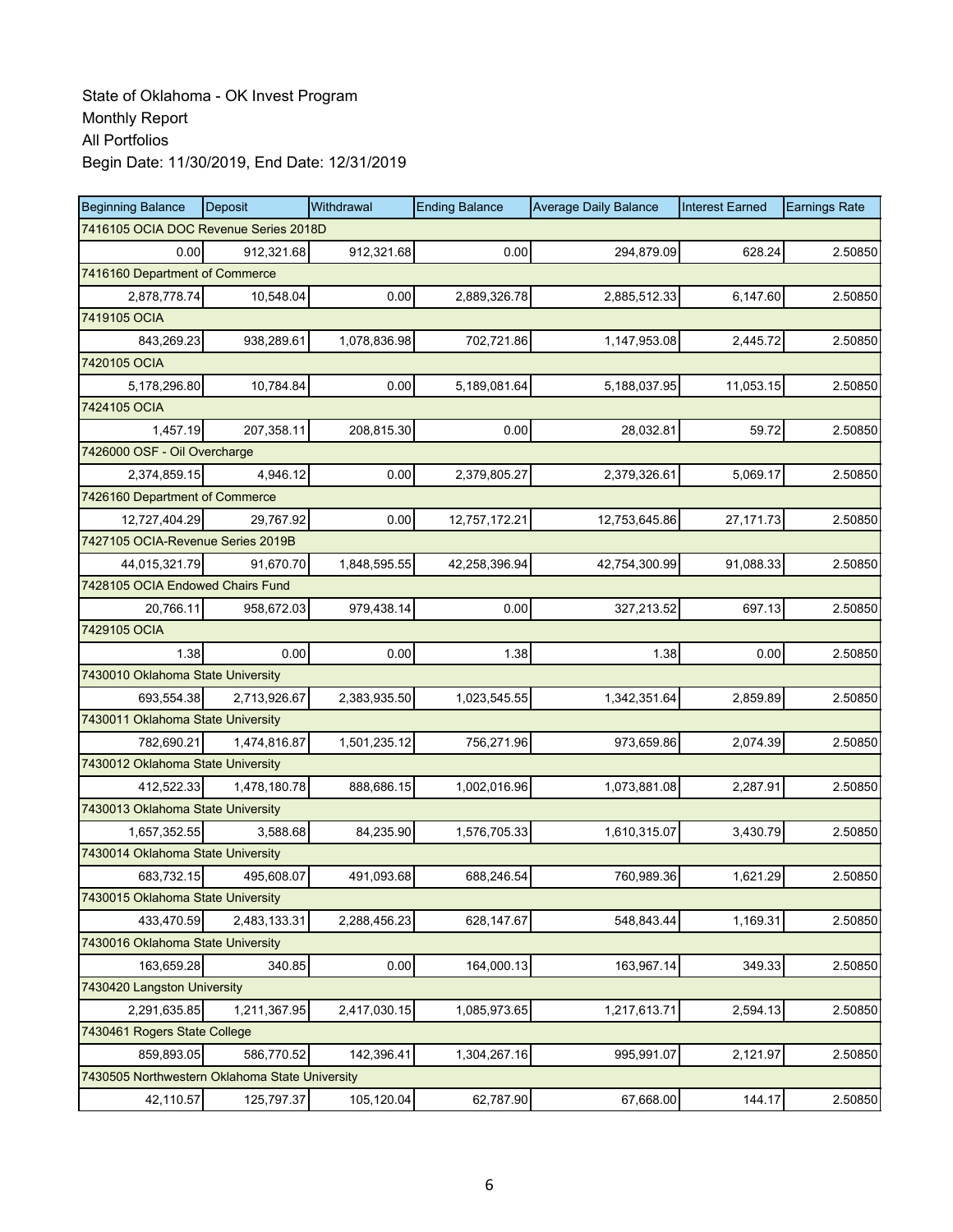State of Oklahoma - OK Invest Program
Monthly Report
All Portfolios
Begin Date: 11/30/2019, End Date: 12/31/2019

| Beginning Balance | Deposit | Withdrawal | Ending Balance | Average Daily Balance | Interest Earned | Earnings Rate |
|---|---|---|---|---|---|---|
| 7416105 OCIA DOC Revenue Series 2018D | | | | | | |
| 0.00 | 912,321.68 | 912,321.68 | 0.00 | 294,879.09 | 628.24 | 2.50850 |
| 7416160 Department of Commerce | | | | | | |
| 2,878,778.74 | 10,548.04 | 0.00 | 2,889,326.78 | 2,885,512.33 | 6,147.60 | 2.50850 |
| 7419105 OCIA | | | | | | |
| 843,269.23 | 938,289.61 | 1,078,836.98 | 702,721.86 | 1,147,953.08 | 2,445.72 | 2.50850 |
| 7420105 OCIA | | | | | | |
| 5,178,296.80 | 10,784.84 | 0.00 | 5,189,081.64 | 5,188,037.95 | 11,053.15 | 2.50850 |
| 7424105 OCIA | | | | | | |
| 1,457.19 | 207,358.11 | 208,815.30 | 0.00 | 28,032.81 | 59.72 | 2.50850 |
| 7426000 OSF - Oil Overcharge | | | | | | |
| 2,374,859.15 | 4,946.12 | 0.00 | 2,379,805.27 | 2,379,326.61 | 5,069.17 | 2.50850 |
| 7426160 Department of Commerce | | | | | | |
| 12,727,404.29 | 29,767.92 | 0.00 | 12,757,172.21 | 12,753,645.86 | 27,171.73 | 2.50850 |
| 7427105 OCIA-Revenue Series 2019B | | | | | | |
| 44,015,321.79 | 91,670.70 | 1,848,595.55 | 42,258,396.94 | 42,754,300.99 | 91,088.33 | 2.50850 |
| 7428105 OCIA Endowed Chairs Fund | | | | | | |
| 20,766.11 | 958,672.03 | 979,438.14 | 0.00 | 327,213.52 | 697.13 | 2.50850 |
| 7429105 OCIA | | | | | | |
| 1.38 | 0.00 | 0.00 | 1.38 | 1.38 | 0.00 | 2.50850 |
| 7430010 Oklahoma State University | | | | | | |
| 693,554.38 | 2,713,926.67 | 2,383,935.50 | 1,023,545.55 | 1,342,351.64 | 2,859.89 | 2.50850 |
| 7430011 Oklahoma State University | | | | | | |
| 782,690.21 | 1,474,816.87 | 1,501,235.12 | 756,271.96 | 973,659.86 | 2,074.39 | 2.50850 |
| 7430012 Oklahoma State University | | | | | | |
| 412,522.33 | 1,478,180.78 | 888,686.15 | 1,002,016.96 | 1,073,881.08 | 2,287.91 | 2.50850 |
| 7430013 Oklahoma State University | | | | | | |
| 1,657,352.55 | 3,588.68 | 84,235.90 | 1,576,705.33 | 1,610,315.07 | 3,430.79 | 2.50850 |
| 7430014 Oklahoma State University | | | | | | |
| 683,732.15 | 495,608.07 | 491,093.68 | 688,246.54 | 760,989.36 | 1,621.29 | 2.50850 |
| 7430015 Oklahoma State University | | | | | | |
| 433,470.59 | 2,483,133.31 | 2,288,456.23 | 628,147.67 | 548,843.44 | 1,169.31 | 2.50850 |
| 7430016 Oklahoma State University | | | | | | |
| 163,659.28 | 340.85 | 0.00 | 164,000.13 | 163,967.14 | 349.33 | 2.50850 |
| 7430420 Langston University | | | | | | |
| 2,291,635.85 | 1,211,367.95 | 2,417,030.15 | 1,085,973.65 | 1,217,613.71 | 2,594.13 | 2.50850 |
| 7430461 Rogers State College | | | | | | |
| 859,893.05 | 586,770.52 | 142,396.41 | 1,304,267.16 | 995,991.07 | 2,121.97 | 2.50850 |
| 7430505 Northwestern Oklahoma State University | | | | | | |
| 42,110.57 | 125,797.37 | 105,120.04 | 62,787.90 | 67,668.00 | 144.17 | 2.50850 |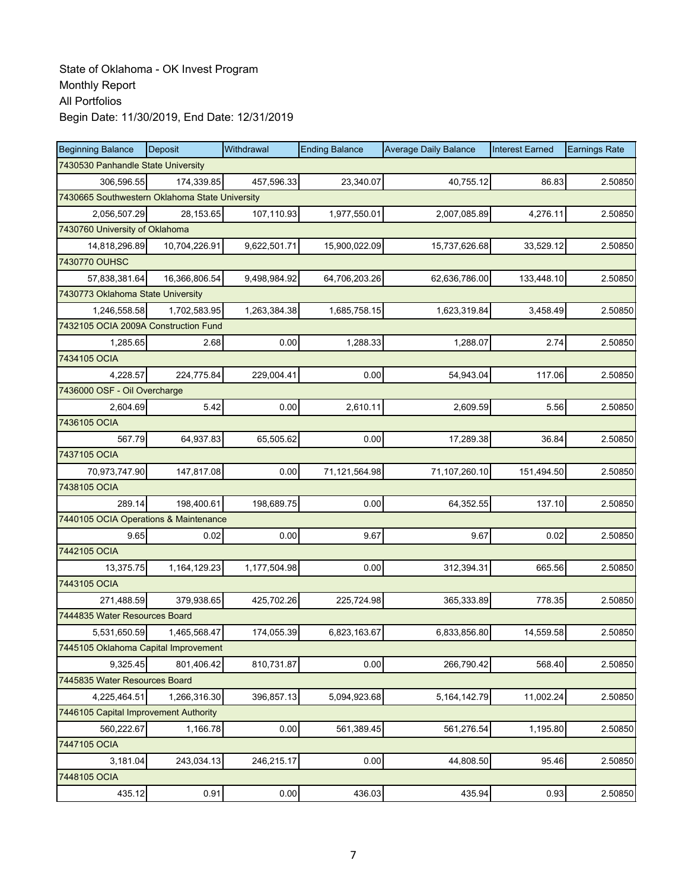State of Oklahoma - OK Invest Program
Monthly Report
All Portfolios
Begin Date: 11/30/2019, End Date: 12/31/2019

| Beginning Balance | Deposit | Withdrawal | Ending Balance | Average Daily Balance | Interest Earned | Earnings Rate |
|---|---|---|---|---|---|---|
| 7430530 Panhandle State University | | | | | | |
| 306,596.55 | 174,339.85 | 457,596.33 | 23,340.07 | 40,755.12 | 86.83 | 2.50850 |
| 7430665 Southwestern Oklahoma State University | | | | | | |
| 2,056,507.29 | 28,153.65 | 107,110.93 | 1,977,550.01 | 2,007,085.89 | 4,276.11 | 2.50850 |
| 7430760 University of Oklahoma | | | | | | |
| 14,818,296.89 | 10,704,226.91 | 9,622,501.71 | 15,900,022.09 | 15,737,626.68 | 33,529.12 | 2.50850 |
| 7430770 OUHSC | | | | | | |
| 57,838,381.64 | 16,366,806.54 | 9,498,984.92 | 64,706,203.26 | 62,636,786.00 | 133,448.10 | 2.50850 |
| 7430773 Oklahoma State University | | | | | | |
| 1,246,558.58 | 1,702,583.95 | 1,263,384.38 | 1,685,758.15 | 1,623,319.84 | 3,458.49 | 2.50850 |
| 7432105 OCIA 2009A Construction Fund | | | | | | |
| 1,285.65 | 2.68 | 0.00 | 1,288.33 | 1,288.07 | 2.74 | 2.50850 |
| 7434105 OCIA | | | | | | |
| 4,228.57 | 224,775.84 | 229,004.41 | 0.00 | 54,943.04 | 117.06 | 2.50850 |
| 7436000 OSF - Oil Overcharge | | | | | | |
| 2,604.69 | 5.42 | 0.00 | 2,610.11 | 2,609.59 | 5.56 | 2.50850 |
| 7436105 OCIA | | | | | | |
| 567.79 | 64,937.83 | 65,505.62 | 0.00 | 17,289.38 | 36.84 | 2.50850 |
| 7437105 OCIA | | | | | | |
| 70,973,747.90 | 147,817.08 | 0.00 | 71,121,564.98 | 71,107,260.10 | 151,494.50 | 2.50850 |
| 7438105 OCIA | | | | | | |
| 289.14 | 198,400.61 | 198,689.75 | 0.00 | 64,352.55 | 137.10 | 2.50850 |
| 7440105 OCIA Operations & Maintenance | | | | | | |
| 9.65 | 0.02 | 0.00 | 9.67 | 9.67 | 0.02 | 2.50850 |
| 7442105 OCIA | | | | | | |
| 13,375.75 | 1,164,129.23 | 1,177,504.98 | 0.00 | 312,394.31 | 665.56 | 2.50850 |
| 7443105 OCIA | | | | | | |
| 271,488.59 | 379,938.65 | 425,702.26 | 225,724.98 | 365,333.89 | 778.35 | 2.50850 |
| 7444835 Water Resources Board | | | | | | |
| 5,531,650.59 | 1,465,568.47 | 174,055.39 | 6,823,163.67 | 6,833,856.80 | 14,559.58 | 2.50850 |
| 7445105 Oklahoma Capital Improvement | | | | | | |
| 9,325.45 | 801,406.42 | 810,731.87 | 0.00 | 266,790.42 | 568.40 | 2.50850 |
| 7445835 Water Resources Board | | | | | | |
| 4,225,464.51 | 1,266,316.30 | 396,857.13 | 5,094,923.68 | 5,164,142.79 | 11,002.24 | 2.50850 |
| 7446105 Capital Improvement Authority | | | | | | |
| 560,222.67 | 1,166.78 | 0.00 | 561,389.45 | 561,276.54 | 1,195.80 | 2.50850 |
| 7447105 OCIA | | | | | | |
| 3,181.04 | 243,034.13 | 246,215.17 | 0.00 | 44,808.50 | 95.46 | 2.50850 |
| 7448105 OCIA | | | | | | |
| 435.12 | 0.91 | 0.00 | 436.03 | 435.94 | 0.93 | 2.50850 |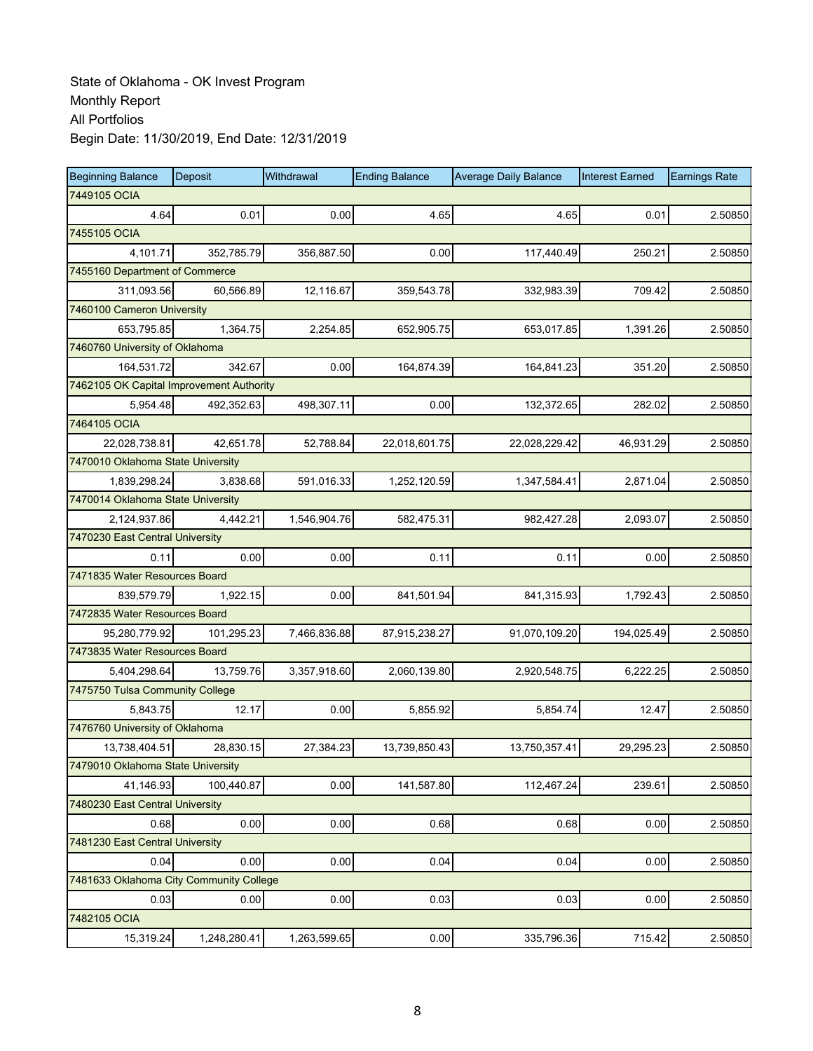State of Oklahoma - OK Invest Program
Monthly Report
All Portfolios
Begin Date: 11/30/2019, End Date: 12/31/2019

| Beginning Balance | Deposit | Withdrawal | Ending Balance | Average Daily Balance | Interest Earned | Earnings Rate |
|---|---|---|---|---|---|---|
| 7449105 OCIA | | | | | | |
| 4.64 | 0.01 | 0.00 | 4.65 | 4.65 | 0.01 | 2.50850 |
| 7455105 OCIA | | | | | | |
| 4,101.71 | 352,785.79 | 356,887.50 | 0.00 | 117,440.49 | 250.21 | 2.50850 |
| 7455160 Department of Commerce | | | | | | |
| 311,093.56 | 60,566.89 | 12,116.67 | 359,543.78 | 332,983.39 | 709.42 | 2.50850 |
| 7460100 Cameron University | | | | | | |
| 653,795.85 | 1,364.75 | 2,254.85 | 652,905.75 | 653,017.85 | 1,391.26 | 2.50850 |
| 7460760 University of Oklahoma | | | | | | |
| 164,531.72 | 342.67 | 0.00 | 164,874.39 | 164,841.23 | 351.20 | 2.50850 |
| 7462105 OK Capital Improvement Authority | | | | | | |
| 5,954.48 | 492,352.63 | 498,307.11 | 0.00 | 132,372.65 | 282.02 | 2.50850 |
| 7464105 OCIA | | | | | | |
| 22,028,738.81 | 42,651.78 | 52,788.84 | 22,018,601.75 | 22,028,229.42 | 46,931.29 | 2.50850 |
| 7470010 Oklahoma State University | | | | | | |
| 1,839,298.24 | 3,838.68 | 591,016.33 | 1,252,120.59 | 1,347,584.41 | 2,871.04 | 2.50850 |
| 7470014 Oklahoma State University | | | | | | |
| 2,124,937.86 | 4,442.21 | 1,546,904.76 | 582,475.31 | 982,427.28 | 2,093.07 | 2.50850 |
| 7470230 East Central University | | | | | | |
| 0.11 | 0.00 | 0.00 | 0.11 | 0.11 | 0.00 | 2.50850 |
| 7471835 Water Resources Board | | | | | | |
| 839,579.79 | 1,922.15 | 0.00 | 841,501.94 | 841,315.93 | 1,792.43 | 2.50850 |
| 7472835 Water Resources Board | | | | | | |
| 95,280,779.92 | 101,295.23 | 7,466,836.88 | 87,915,238.27 | 91,070,109.20 | 194,025.49 | 2.50850 |
| 7473835 Water Resources Board | | | | | | |
| 5,404,298.64 | 13,759.76 | 3,357,918.60 | 2,060,139.80 | 2,920,548.75 | 6,222.25 | 2.50850 |
| 7475750 Tulsa Community College | | | | | | |
| 5,843.75 | 12.17 | 0.00 | 5,855.92 | 5,854.74 | 12.47 | 2.50850 |
| 7476760 University of Oklahoma | | | | | | |
| 13,738,404.51 | 28,830.15 | 27,384.23 | 13,739,850.43 | 13,750,357.41 | 29,295.23 | 2.50850 |
| 7479010 Oklahoma State University | | | | | | |
| 41,146.93 | 100,440.87 | 0.00 | 141,587.80 | 112,467.24 | 239.61 | 2.50850 |
| 7480230 East Central University | | | | | | |
| 0.68 | 0.00 | 0.00 | 0.68 | 0.68 | 0.00 | 2.50850 |
| 7481230 East Central University | | | | | | |
| 0.04 | 0.00 | 0.00 | 0.04 | 0.04 | 0.00 | 2.50850 |
| 7481633 Oklahoma City Community College | | | | | | |
| 0.03 | 0.00 | 0.00 | 0.03 | 0.03 | 0.00 | 2.50850 |
| 7482105 OCIA | | | | | | |
| 15,319.24 | 1,248,280.41 | 1,263,599.65 | 0.00 | 335,796.36 | 715.42 | 2.50850 |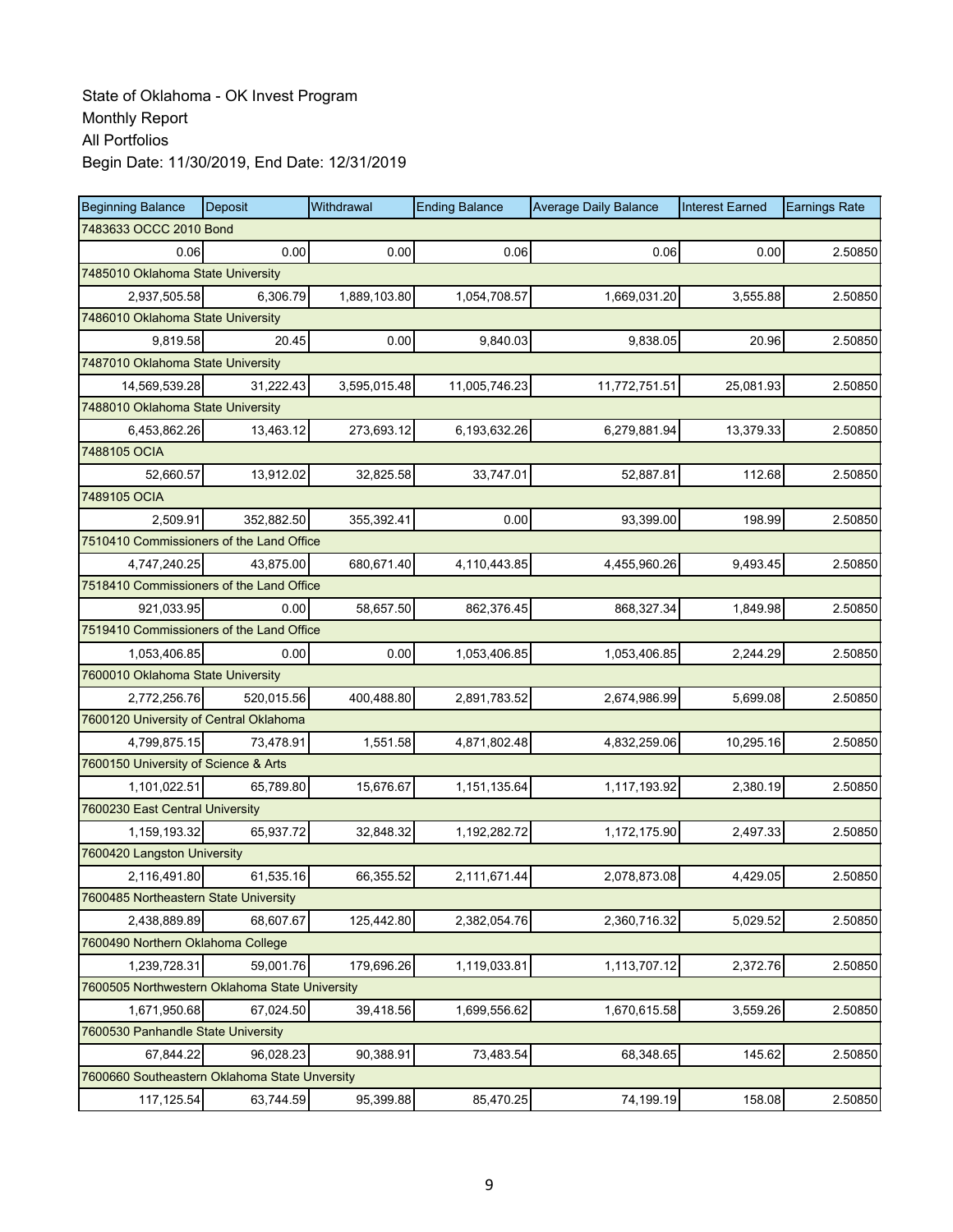State of Oklahoma - OK Invest Program
Monthly Report
All Portfolios
Begin Date: 11/30/2019, End Date: 12/31/2019

| Beginning Balance | Deposit | Withdrawal | Ending Balance | Average Daily Balance | Interest Earned | Earnings Rate |
|---|---|---|---|---|---|---|
| 7483633 OCCC 2010 Bond | | | | | | |
| 0.06 | 0.00 | 0.00 | 0.06 | 0.06 | 0.00 | 2.50850 |
| 7485010 Oklahoma State University | | | | | | |
| 2,937,505.58 | 6,306.79 | 1,889,103.80 | 1,054,708.57 | 1,669,031.20 | 3,555.88 | 2.50850 |
| 7486010 Oklahoma State University | | | | | | |
| 9,819.58 | 20.45 | 0.00 | 9,840.03 | 9,838.05 | 20.96 | 2.50850 |
| 7487010 Oklahoma State University | | | | | | |
| 14,569,539.28 | 31,222.43 | 3,595,015.48 | 11,005,746.23 | 11,772,751.51 | 25,081.93 | 2.50850 |
| 7488010 Oklahoma State University | | | | | | |
| 6,453,862.26 | 13,463.12 | 273,693.12 | 6,193,632.26 | 6,279,881.94 | 13,379.33 | 2.50850 |
| 7488105 OCIA | | | | | | |
| 52,660.57 | 13,912.02 | 32,825.58 | 33,747.01 | 52,887.81 | 112.68 | 2.50850 |
| 7489105 OCIA | | | | | | |
| 2,509.91 | 352,882.50 | 355,392.41 | 0.00 | 93,399.00 | 198.99 | 2.50850 |
| 7510410 Commissioners of the Land Office | | | | | | |
| 4,747,240.25 | 43,875.00 | 680,671.40 | 4,110,443.85 | 4,455,960.26 | 9,493.45 | 2.50850 |
| 7518410 Commissioners of the Land Office | | | | | | |
| 921,033.95 | 0.00 | 58,657.50 | 862,376.45 | 868,327.34 | 1,849.98 | 2.50850 |
| 7519410 Commissioners of the Land Office | | | | | | |
| 1,053,406.85 | 0.00 | 0.00 | 1,053,406.85 | 1,053,406.85 | 2,244.29 | 2.50850 |
| 7600010 Oklahoma State University | | | | | | |
| 2,772,256.76 | 520,015.56 | 400,488.80 | 2,891,783.52 | 2,674,986.99 | 5,699.08 | 2.50850 |
| 7600120 University of Central Oklahoma | | | | | | |
| 4,799,875.15 | 73,478.91 | 1,551.58 | 4,871,802.48 | 4,832,259.06 | 10,295.16 | 2.50850 |
| 7600150 University of Science & Arts | | | | | | |
| 1,101,022.51 | 65,789.80 | 15,676.67 | 1,151,135.64 | 1,117,193.92 | 2,380.19 | 2.50850 |
| 7600230 East Central University | | | | | | |
| 1,159,193.32 | 65,937.72 | 32,848.32 | 1,192,282.72 | 1,172,175.90 | 2,497.33 | 2.50850 |
| 7600420 Langston University | | | | | | |
| 2,116,491.80 | 61,535.16 | 66,355.52 | 2,111,671.44 | 2,078,873.08 | 4,429.05 | 2.50850 |
| 7600485 Northeastern State University | | | | | | |
| 2,438,889.89 | 68,607.67 | 125,442.80 | 2,382,054.76 | 2,360,716.32 | 5,029.52 | 2.50850 |
| 7600490 Northern Oklahoma College | | | | | | |
| 1,239,728.31 | 59,001.76 | 179,696.26 | 1,119,033.81 | 1,113,707.12 | 2,372.76 | 2.50850 |
| 7600505 Northwestern Oklahoma State University | | | | | | |
| 1,671,950.68 | 67,024.50 | 39,418.56 | 1,699,556.62 | 1,670,615.58 | 3,559.26 | 2.50850 |
| 7600530 Panhandle State University | | | | | | |
| 67,844.22 | 96,028.23 | 90,388.91 | 73,483.54 | 68,348.65 | 145.62 | 2.50850 |
| 7600660 Southeastern Oklahoma State Unversity | | | | | | |
| 117,125.54 | 63,744.59 | 95,399.88 | 85,470.25 | 74,199.19 | 158.08 | 2.50850 |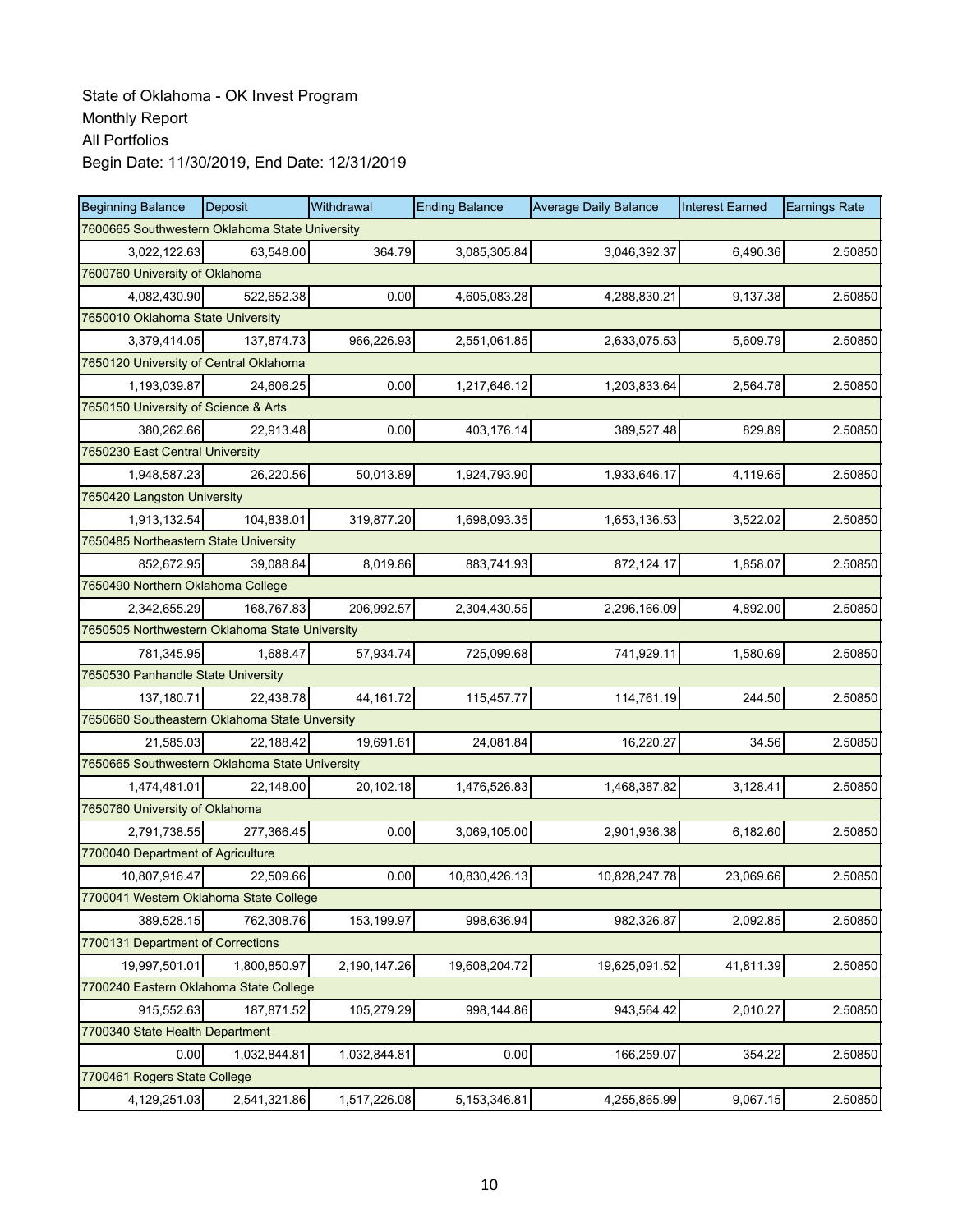State of Oklahoma - OK Invest Program
Monthly Report
All Portfolios
Begin Date: 11/30/2019, End Date: 12/31/2019

| Beginning Balance | Deposit | Withdrawal | Ending Balance | Average Daily Balance | Interest Earned | Earnings Rate |
|---|---|---|---|---|---|---|
| 7600665 Southwestern Oklahoma State University | | | | | | |
| 3,022,122.63 | 63,548.00 | 364.79 | 3,085,305.84 | 3,046,392.37 | 6,490.36 | 2.50850 |
| 7600760 University of Oklahoma | | | | | | |
| 4,082,430.90 | 522,652.38 | 0.00 | 4,605,083.28 | 4,288,830.21 | 9,137.38 | 2.50850 |
| 7650010 Oklahoma State University | | | | | | |
| 3,379,414.05 | 137,874.73 | 966,226.93 | 2,551,061.85 | 2,633,075.53 | 5,609.79 | 2.50850 |
| 7650120 University of Central Oklahoma | | | | | | |
| 1,193,039.87 | 24,606.25 | 0.00 | 1,217,646.12 | 1,203,833.64 | 2,564.78 | 2.50850 |
| 7650150 University of Science & Arts | | | | | | |
| 380,262.66 | 22,913.48 | 0.00 | 403,176.14 | 389,527.48 | 829.89 | 2.50850 |
| 7650230 East Central University | | | | | | |
| 1,948,587.23 | 26,220.56 | 50,013.89 | 1,924,793.90 | 1,933,646.17 | 4,119.65 | 2.50850 |
| 7650420 Langston University | | | | | | |
| 1,913,132.54 | 104,838.01 | 319,877.20 | 1,698,093.35 | 1,653,136.53 | 3,522.02 | 2.50850 |
| 7650485 Northeastern State University | | | | | | |
| 852,672.95 | 39,088.84 | 8,019.86 | 883,741.93 | 872,124.17 | 1,858.07 | 2.50850 |
| 7650490 Northern Oklahoma College | | | | | | |
| 2,342,655.29 | 168,767.83 | 206,992.57 | 2,304,430.55 | 2,296,166.09 | 4,892.00 | 2.50850 |
| 7650505 Northwestern Oklahoma State University | | | | | | |
| 781,345.95 | 1,688.47 | 57,934.74 | 725,099.68 | 741,929.11 | 1,580.69 | 2.50850 |
| 7650530 Panhandle State University | | | | | | |
| 137,180.71 | 22,438.78 | 44,161.72 | 115,457.77 | 114,761.19 | 244.50 | 2.50850 |
| 7650660 Southeastern Oklahoma State Unversity | | | | | | |
| 21,585.03 | 22,188.42 | 19,691.61 | 24,081.84 | 16,220.27 | 34.56 | 2.50850 |
| 7650665 Southwestern Oklahoma State University | | | | | | |
| 1,474,481.01 | 22,148.00 | 20,102.18 | 1,476,526.83 | 1,468,387.82 | 3,128.41 | 2.50850 |
| 7650760 University of Oklahoma | | | | | | |
| 2,791,738.55 | 277,366.45 | 0.00 | 3,069,105.00 | 2,901,936.38 | 6,182.60 | 2.50850 |
| 7700040 Department of Agriculture | | | | | | |
| 10,807,916.47 | 22,509.66 | 0.00 | 10,830,426.13 | 10,828,247.78 | 23,069.66 | 2.50850 |
| 7700041 Western Oklahoma State College | | | | | | |
| 389,528.15 | 762,308.76 | 153,199.97 | 998,636.94 | 982,326.87 | 2,092.85 | 2.50850 |
| 7700131 Department of Corrections | | | | | | |
| 19,997,501.01 | 1,800,850.97 | 2,190,147.26 | 19,608,204.72 | 19,625,091.52 | 41,811.39 | 2.50850 |
| 7700240 Eastern Oklahoma State College | | | | | | |
| 915,552.63 | 187,871.52 | 105,279.29 | 998,144.86 | 943,564.42 | 2,010.27 | 2.50850 |
| 7700340 State Health Department | | | | | | |
| 0.00 | 1,032,844.81 | 1,032,844.81 | 0.00 | 166,259.07 | 354.22 | 2.50850 |
| 7700461 Rogers State College | | | | | | |
| 4,129,251.03 | 2,541,321.86 | 1,517,226.08 | 5,153,346.81 | 4,255,865.99 | 9,067.15 | 2.50850 |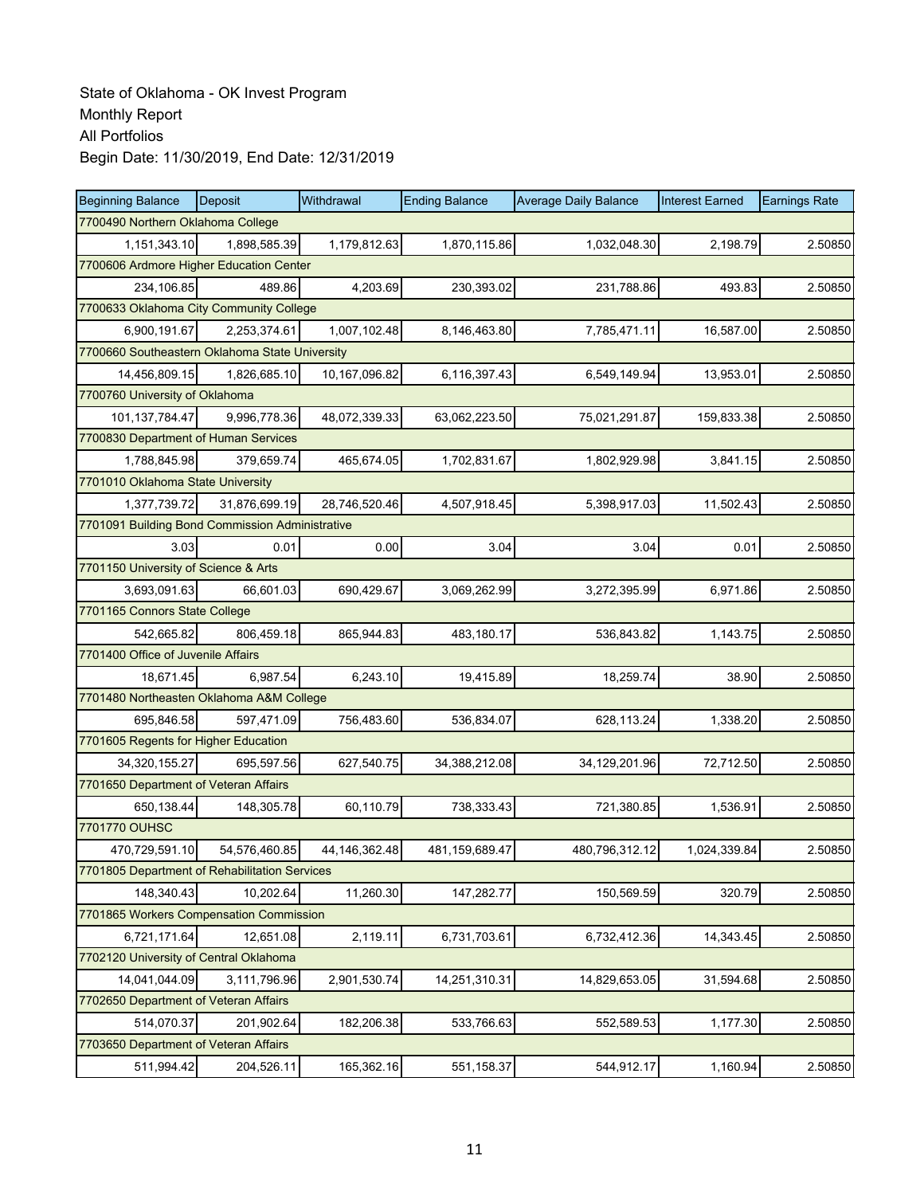State of Oklahoma - OK Invest Program
Monthly Report
All Portfolios
Begin Date: 11/30/2019, End Date: 12/31/2019

| Beginning Balance | Deposit | Withdrawal | Ending Balance | Average Daily Balance | Interest Earned | Earnings Rate |
|---|---|---|---|---|---|---|
| 7700490 Northern Oklahoma College | | | | | | |
| 1,151,343.10 | 1,898,585.39 | 1,179,812.63 | 1,870,115.86 | 1,032,048.30 | 2,198.79 | 2.50850 |
| 7700606 Ardmore Higher Education Center | | | | | | |
| 234,106.85 | 489.86 | 4,203.69 | 230,393.02 | 231,788.86 | 493.83 | 2.50850 |
| 7700633 Oklahoma City Community College | | | | | | |
| 6,900,191.67 | 2,253,374.61 | 1,007,102.48 | 8,146,463.80 | 7,785,471.11 | 16,587.00 | 2.50850 |
| 7700660 Southeastern Oklahoma State University | | | | | | |
| 14,456,809.15 | 1,826,685.10 | 10,167,096.82 | 6,116,397.43 | 6,549,149.94 | 13,953.01 | 2.50850 |
| 7700760 University of Oklahoma | | | | | | |
| 101,137,784.47 | 9,996,778.36 | 48,072,339.33 | 63,062,223.50 | 75,021,291.87 | 159,833.38 | 2.50850 |
| 7700830 Department of Human Services | | | | | | |
| 1,788,845.98 | 379,659.74 | 465,674.05 | 1,702,831.67 | 1,802,929.98 | 3,841.15 | 2.50850 |
| 7701010 Oklahoma State University | | | | | | |
| 1,377,739.72 | 31,876,699.19 | 28,746,520.46 | 4,507,918.45 | 5,398,917.03 | 11,502.43 | 2.50850 |
| 7701091 Building Bond Commission Administrative | | | | | | |
| 3.03 | 0.01 | 0.00 | 3.04 | 3.04 | 0.01 | 2.50850 |
| 7701150 University of Science & Arts | | | | | | |
| 3,693,091.63 | 66,601.03 | 690,429.67 | 3,069,262.99 | 3,272,395.99 | 6,971.86 | 2.50850 |
| 7701165 Connors State College | | | | | | |
| 542,665.82 | 806,459.18 | 865,944.83 | 483,180.17 | 536,843.82 | 1,143.75 | 2.50850 |
| 7701400 Office of Juvenile Affairs | | | | | | |
| 18,671.45 | 6,987.54 | 6,243.10 | 19,415.89 | 18,259.74 | 38.90 | 2.50850 |
| 7701480 Northeasten Oklahoma A&M College | | | | | | |
| 695,846.58 | 597,471.09 | 756,483.60 | 536,834.07 | 628,113.24 | 1,338.20 | 2.50850 |
| 7701605 Regents for Higher Education | | | | | | |
| 34,320,155.27 | 695,597.56 | 627,540.75 | 34,388,212.08 | 34,129,201.96 | 72,712.50 | 2.50850 |
| 7701650 Department of Veteran Affairs | | | | | | |
| 650,138.44 | 148,305.78 | 60,110.79 | 738,333.43 | 721,380.85 | 1,536.91 | 2.50850 |
| 7701770 OUHSC | | | | | | |
| 470,729,591.10 | 54,576,460.85 | 44,146,362.48 | 481,159,689.47 | 480,796,312.12 | 1,024,339.84 | 2.50850 |
| 7701805 Department of Rehabilitation Services | | | | | | |
| 148,340.43 | 10,202.64 | 11,260.30 | 147,282.77 | 150,569.59 | 320.79 | 2.50850 |
| 7701865 Workers Compensation Commission | | | | | | |
| 6,721,171.64 | 12,651.08 | 2,119.11 | 6,731,703.61 | 6,732,412.36 | 14,343.45 | 2.50850 |
| 7702120 University of Central Oklahoma | | | | | | |
| 14,041,044.09 | 3,111,796.96 | 2,901,530.74 | 14,251,310.31 | 14,829,653.05 | 31,594.68 | 2.50850 |
| 7702650 Department of Veteran Affairs | | | | | | |
| 514,070.37 | 201,902.64 | 182,206.38 | 533,766.63 | 552,589.53 | 1,177.30 | 2.50850 |
| 7703650 Department of Veteran Affairs | | | | | | |
| 511,994.42 | 204,526.11 | 165,362.16 | 551,158.37 | 544,912.17 | 1,160.94 | 2.50850 |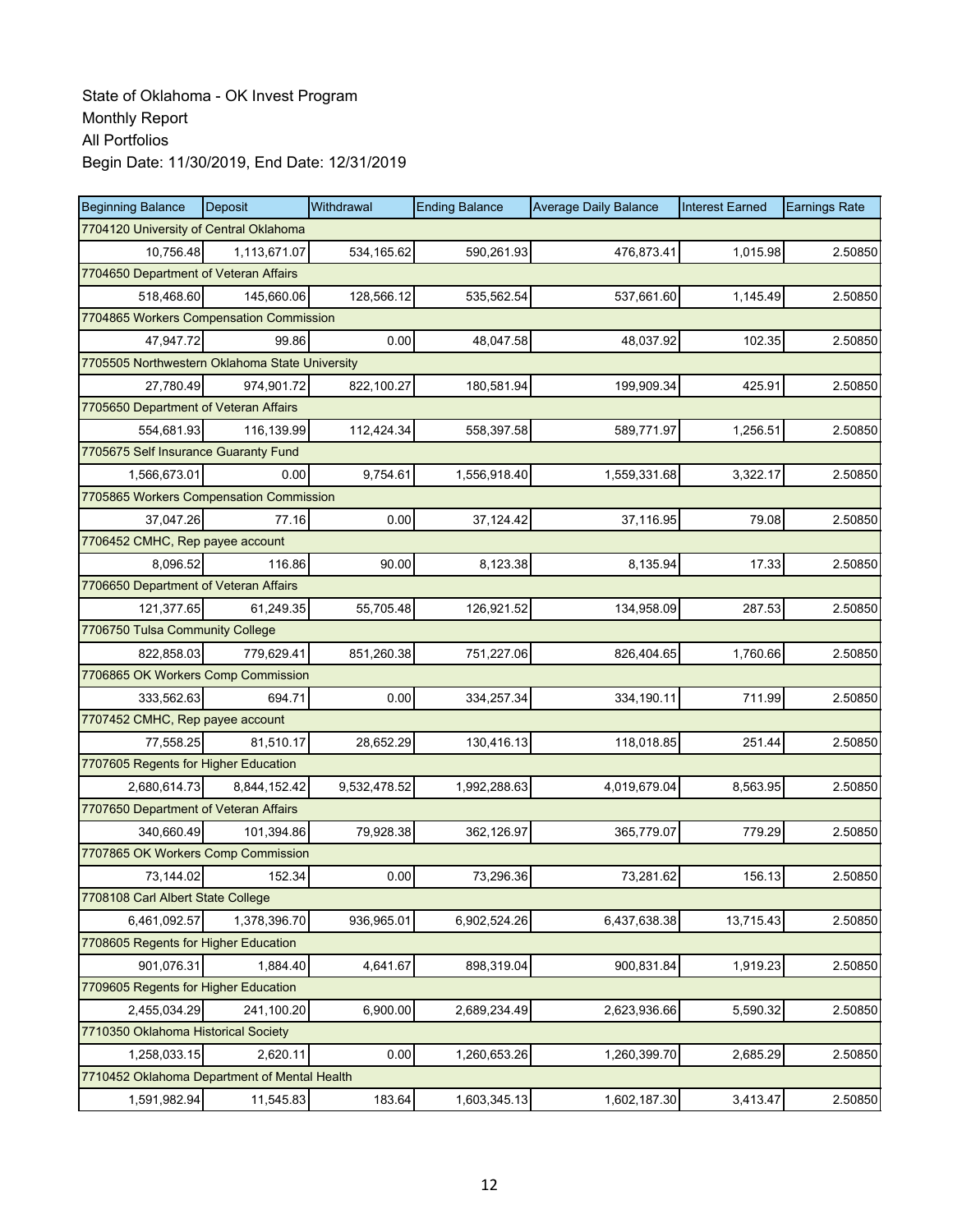State of Oklahoma - OK Invest Program
Monthly Report
All Portfolios
Begin Date: 11/30/2019, End Date: 12/31/2019

| Beginning Balance | Deposit | Withdrawal | Ending Balance | Average Daily Balance | Interest Earned | Earnings Rate |
|---|---|---|---|---|---|---|
| 7704120 University of Central Oklahoma | | | | | | |
| 10,756.48 | 1,113,671.07 | 534,165.62 | 590,261.93 | 476,873.41 | 1,015.98 | 2.50850 |
| 7704650 Department of Veteran Affairs | | | | | | |
| 518,468.60 | 145,660.06 | 128,566.12 | 535,562.54 | 537,661.60 | 1,145.49 | 2.50850 |
| 7704865 Workers Compensation Commission | | | | | | |
| 47,947.72 | 99.86 | 0.00 | 48,047.58 | 48,037.92 | 102.35 | 2.50850 |
| 7705505 Northwestern Oklahoma State University | | | | | | |
| 27,780.49 | 974,901.72 | 822,100.27 | 180,581.94 | 199,909.34 | 425.91 | 2.50850 |
| 7705650 Department of Veteran Affairs | | | | | | |
| 554,681.93 | 116,139.99 | 112,424.34 | 558,397.58 | 589,771.97 | 1,256.51 | 2.50850 |
| 7705675 Self Insurance Guaranty Fund | | | | | | |
| 1,566,673.01 | 0.00 | 9,754.61 | 1,556,918.40 | 1,559,331.68 | 3,322.17 | 2.50850 |
| 7705865 Workers Compensation Commission | | | | | | |
| 37,047.26 | 77.16 | 0.00 | 37,124.42 | 37,116.95 | 79.08 | 2.50850 |
| 7706452 CMHC, Rep payee account | | | | | | |
| 8,096.52 | 116.86 | 90.00 | 8,123.38 | 8,135.94 | 17.33 | 2.50850 |
| 7706650 Department of Veteran Affairs | | | | | | |
| 121,377.65 | 61,249.35 | 55,705.48 | 126,921.52 | 134,958.09 | 287.53 | 2.50850 |
| 7706750 Tulsa Community College | | | | | | |
| 822,858.03 | 779,629.41 | 851,260.38 | 751,227.06 | 826,404.65 | 1,760.66 | 2.50850 |
| 7706865 OK Workers Comp Commission | | | | | | |
| 333,562.63 | 694.71 | 0.00 | 334,257.34 | 334,190.11 | 711.99 | 2.50850 |
| 7707452 CMHC, Rep payee account | | | | | | |
| 77,558.25 | 81,510.17 | 28,652.29 | 130,416.13 | 118,018.85 | 251.44 | 2.50850 |
| 7707605 Regents for Higher Education | | | | | | |
| 2,680,614.73 | 8,844,152.42 | 9,532,478.52 | 1,992,288.63 | 4,019,679.04 | 8,563.95 | 2.50850 |
| 7707650 Department of Veteran Affairs | | | | | | |
| 340,660.49 | 101,394.86 | 79,928.38 | 362,126.97 | 365,779.07 | 779.29 | 2.50850 |
| 7707865 OK Workers Comp Commission | | | | | | |
| 73,144.02 | 152.34 | 0.00 | 73,296.36 | 73,281.62 | 156.13 | 2.50850 |
| 7708108 Carl Albert State College | | | | | | |
| 6,461,092.57 | 1,378,396.70 | 936,965.01 | 6,902,524.26 | 6,437,638.38 | 13,715.43 | 2.50850 |
| 7708605 Regents for Higher Education | | | | | | |
| 901,076.31 | 1,884.40 | 4,641.67 | 898,319.04 | 900,831.84 | 1,919.23 | 2.50850 |
| 7709605 Regents for Higher Education | | | | | | |
| 2,455,034.29 | 241,100.20 | 6,900.00 | 2,689,234.49 | 2,623,936.66 | 5,590.32 | 2.50850 |
| 7710350 Oklahoma Historical Society | | | | | | |
| 1,258,033.15 | 2,620.11 | 0.00 | 1,260,653.26 | 1,260,399.70 | 2,685.29 | 2.50850 |
| 7710452 Oklahoma Department of Mental Health | | | | | | |
| 1,591,982.94 | 11,545.83 | 183.64 | 1,603,345.13 | 1,602,187.30 | 3,413.47 | 2.50850 |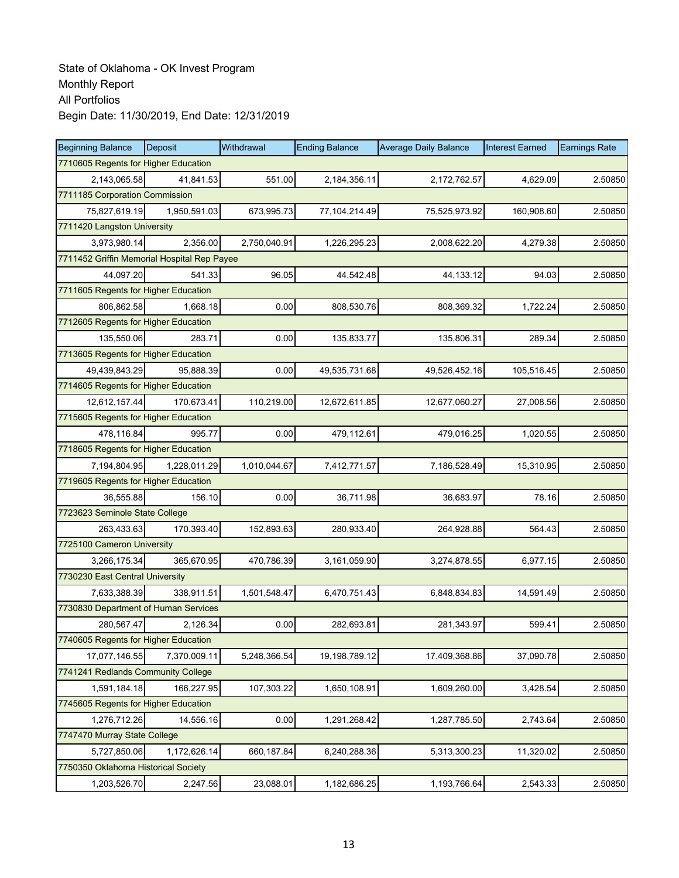State of Oklahoma - OK Invest Program
Monthly Report
All Portfolios
Begin Date: 11/30/2019, End Date: 12/31/2019

| Beginning Balance | Deposit | Withdrawal | Ending Balance | Average Daily Balance | Interest Earned | Earnings Rate |
|---|---|---|---|---|---|---|
| 7710605 Regents for Higher Education | | | | | | |
| 2,143,065.58 | 41,841.53 | 551.00 | 2,184,356.11 | 2,172,762.57 | 4,629.09 | 2.50850 |
| 7711185 Corporation Commission | | | | | | |
| 75,827,619.19 | 1,950,591.03 | 673,995.73 | 77,104,214.49 | 75,525,973.92 | 160,908.60 | 2.50850 |
| 7711420 Langston University | | | | | | |
| 3,973,980.14 | 2,356.00 | 2,750,040.91 | 1,226,295.23 | 2,008,622.20 | 4,279.38 | 2.50850 |
| 7711452 Griffin Memorial Hospital Rep Payee | | | | | | |
| 44,097.20 | 541.33 | 96.05 | 44,542.48 | 44,133.12 | 94.03 | 2.50850 |
| 7711605 Regents for Higher Education | | | | | | |
| 806,862.58 | 1,668.18 | 0.00 | 808,530.76 | 808,369.32 | 1,722.24 | 2.50850 |
| 7712605 Regents for Higher Education | | | | | | |
| 135,550.06 | 283.71 | 0.00 | 135,833.77 | 135,806.31 | 289.34 | 2.50850 |
| 7713605 Regents for Higher Education | | | | | | |
| 49,439,843.29 | 95,888.39 | 0.00 | 49,535,731.68 | 49,526,452.16 | 105,516.45 | 2.50850 |
| 7714605 Regents for Higher Education | | | | | | |
| 12,612,157.44 | 170,673.41 | 110,219.00 | 12,672,611.85 | 12,677,060.27 | 27,008.56 | 2.50850 |
| 7715605 Regents for Higher Education | | | | | | |
| 478,116.84 | 995.77 | 0.00 | 479,112.61 | 479,016.25 | 1,020.55 | 2.50850 |
| 7718605 Regents for Higher Education | | | | | | |
| 7,194,804.95 | 1,228,011.29 | 1,010,044.67 | 7,412,771.57 | 7,186,528.49 | 15,310.95 | 2.50850 |
| 7719605 Regents for Higher Education | | | | | | |
| 36,555.88 | 156.10 | 0.00 | 36,711.98 | 36,683.97 | 78.16 | 2.50850 |
| 7723623 Seminole State College | | | | | | |
| 263,433.63 | 170,393.40 | 152,893.63 | 280,933.40 | 264,928.88 | 564.43 | 2.50850 |
| 7725100 Cameron University | | | | | | |
| 3,266,175.34 | 365,670.95 | 470,786.39 | 3,161,059.90 | 3,274,878.55 | 6,977.15 | 2.50850 |
| 7730230 East Central University | | | | | | |
| 7,633,388.39 | 338,911.51 | 1,501,548.47 | 6,470,751.43 | 6,848,834.83 | 14,591.49 | 2.50850 |
| 7730830 Department of Human Services | | | | | | |
| 280,567.47 | 2,126.34 | 0.00 | 282,693.81 | 281,343.97 | 599.41 | 2.50850 |
| 7740605 Regents for Higher Education | | | | | | |
| 17,077,146.55 | 7,370,009.11 | 5,248,366.54 | 19,198,789.12 | 17,409,368.86 | 37,090.78 | 2.50850 |
| 7741241 Redlands Community College | | | | | | |
| 1,591,184.18 | 166,227.95 | 107,303.22 | 1,650,108.91 | 1,609,260.00 | 3,428.54 | 2.50850 |
| 7745605 Regents for Higher Education | | | | | | |
| 1,276,712.26 | 14,556.16 | 0.00 | 1,291,268.42 | 1,287,785.50 | 2,743.64 | 2.50850 |
| 7747470 Murray State College | | | | | | |
| 5,727,850.06 | 1,172,626.14 | 660,187.84 | 6,240,288.36 | 5,313,300.23 | 11,320.02 | 2.50850 |
| 7750350 Oklahoma Historical Society | | | | | | |
| 1,203,526.70 | 2,247.56 | 23,088.01 | 1,182,686.25 | 1,193,766.64 | 2,543.33 | 2.50850 |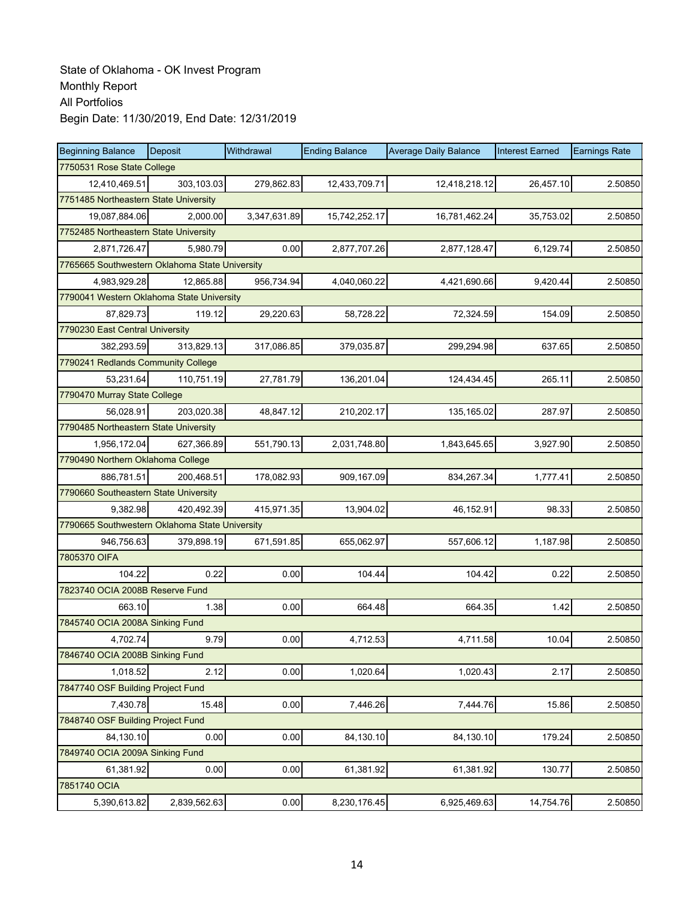State of Oklahoma - OK Invest Program
Monthly Report
All Portfolios
Begin Date: 11/30/2019, End Date: 12/31/2019

| Beginning Balance | Deposit | Withdrawal | Ending Balance | Average Daily Balance | Interest Earned | Earnings Rate |
|---|---|---|---|---|---|---|
| 7750531 Rose State College | | | | | | |
| 12,410,469.51 | 303,103.03 | 279,862.83 | 12,433,709.71 | 12,418,218.12 | 26,457.10 | 2.50850 |
| 7751485 Northeastern State University | | | | | | |
| 19,087,884.06 | 2,000.00 | 3,347,631.89 | 15,742,252.17 | 16,781,462.24 | 35,753.02 | 2.50850 |
| 7752485 Northeastern State University | | | | | | |
| 2,871,726.47 | 5,980.79 | 0.00 | 2,877,707.26 | 2,877,128.47 | 6,129.74 | 2.50850 |
| 7765665 Southwestern Oklahoma State University | | | | | | |
| 4,983,929.28 | 12,865.88 | 956,734.94 | 4,040,060.22 | 4,421,690.66 | 9,420.44 | 2.50850 |
| 7790041 Western Oklahoma State University | | | | | | |
| 87,829.73 | 119.12 | 29,220.63 | 58,728.22 | 72,324.59 | 154.09 | 2.50850 |
| 7790230 East Central University | | | | | | |
| 382,293.59 | 313,829.13 | 317,086.85 | 379,035.87 | 299,294.98 | 637.65 | 2.50850 |
| 7790241 Redlands Community College | | | | | | |
| 53,231.64 | 110,751.19 | 27,781.79 | 136,201.04 | 124,434.45 | 265.11 | 2.50850 |
| 7790470 Murray State College | | | | | | |
| 56,028.91 | 203,020.38 | 48,847.12 | 210,202.17 | 135,165.02 | 287.97 | 2.50850 |
| 7790485 Northeastern State University | | | | | | |
| 1,956,172.04 | 627,366.89 | 551,790.13 | 2,031,748.80 | 1,843,645.65 | 3,927.90 | 2.50850 |
| 7790490 Northern Oklahoma College | | | | | | |
| 886,781.51 | 200,468.51 | 178,082.93 | 909,167.09 | 834,267.34 | 1,777.41 | 2.50850 |
| 7790660 Southeastern State University | | | | | | |
| 9,382.98 | 420,492.39 | 415,971.35 | 13,904.02 | 46,152.91 | 98.33 | 2.50850 |
| 7790665 Southwestern Oklahoma State University | | | | | | |
| 946,756.63 | 379,898.19 | 671,591.85 | 655,062.97 | 557,606.12 | 1,187.98 | 2.50850 |
| 7805370 OIFA | | | | | | |
| 104.22 | 0.22 | 0.00 | 104.44 | 104.42 | 0.22 | 2.50850 |
| 7823740 OCIA 2008B Reserve Fund | | | | | | |
| 663.10 | 1.38 | 0.00 | 664.48 | 664.35 | 1.42 | 2.50850 |
| 7845740 OCIA 2008A Sinking Fund | | | | | | |
| 4,702.74 | 9.79 | 0.00 | 4,712.53 | 4,711.58 | 10.04 | 2.50850 |
| 7846740 OCIA 2008B Sinking Fund | | | | | | |
| 1,018.52 | 2.12 | 0.00 | 1,020.64 | 1,020.43 | 2.17 | 2.50850 |
| 7847740 OSF Building Project Fund | | | | | | |
| 7,430.78 | 15.48 | 0.00 | 7,446.26 | 7,444.76 | 15.86 | 2.50850 |
| 7848740 OSF Building Project Fund | | | | | | |
| 84,130.10 | 0.00 | 0.00 | 84,130.10 | 84,130.10 | 179.24 | 2.50850 |
| 7849740 OCIA 2009A Sinking Fund | | | | | | |
| 61,381.92 | 0.00 | 0.00 | 61,381.92 | 61,381.92 | 130.77 | 2.50850 |
| 7851740 OCIA | | | | | | |
| 5,390,613.82 | 2,839,562.63 | 0.00 | 8,230,176.45 | 6,925,469.63 | 14,754.76 | 2.50850 |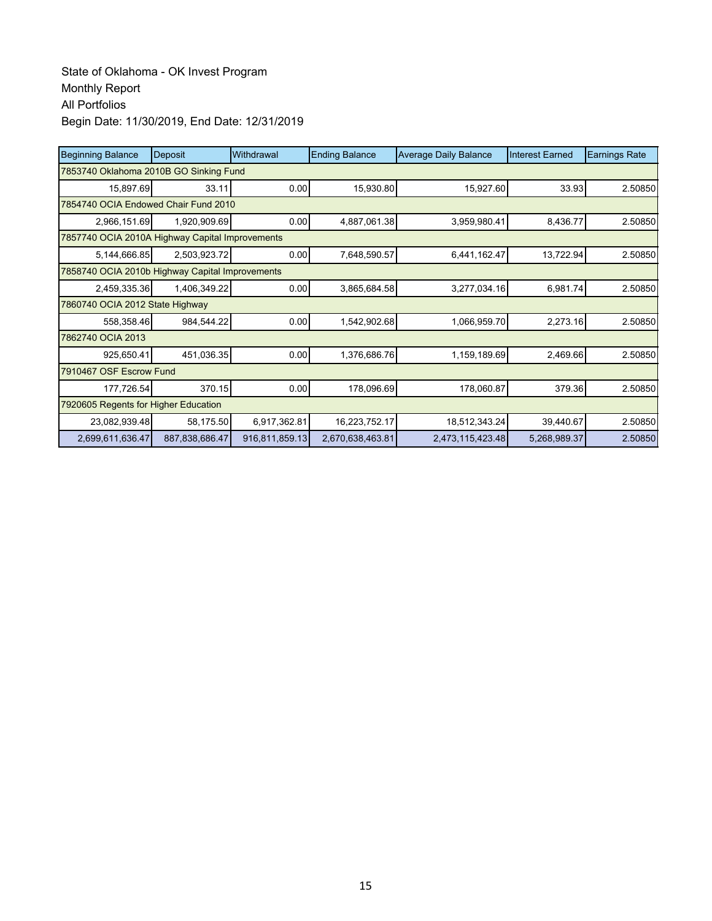State of Oklahoma - OK Invest Program
Monthly Report
All Portfolios
Begin Date: 11/30/2019, End Date: 12/31/2019

| Beginning Balance | Deposit | Withdrawal | Ending Balance | Average Daily Balance | Interest Earned | Earnings Rate |
|---|---|---|---|---|---|---|
| 7853740 Oklahoma 2010B GO Sinking Fund | | | | | | |
| 15,897.69 | 33.11 | 0.00 | 15,930.80 | 15,927.60 | 33.93 | 2.50850 |
| 7854740 OCIA Endowed Chair Fund 2010 | | | | | | |
| 2,966,151.69 | 1,920,909.69 | 0.00 | 4,887,061.38 | 3,959,980.41 | 8,436.77 | 2.50850 |
| 7857740 OCIA 2010A Highway Capital Improvements | | | | | | |
| 5,144,666.85 | 2,503,923.72 | 0.00 | 7,648,590.57 | 6,441,162.47 | 13,722.94 | 2.50850 |
| 7858740 OCIA 2010b Highway Capital Improvements | | | | | | |
| 2,459,335.36 | 1,406,349.22 | 0.00 | 3,865,684.58 | 3,277,034.16 | 6,981.74 | 2.50850 |
| 7860740 OCIA 2012 State Highway | | | | | | |
| 558,358.46 | 984,544.22 | 0.00 | 1,542,902.68 | 1,066,959.70 | 2,273.16 | 2.50850 |
| 7862740 OCIA 2013 | | | | | | |
| 925,650.41 | 451,036.35 | 0.00 | 1,376,686.76 | 1,159,189.69 | 2,469.66 | 2.50850 |
| 7910467 OSF Escrow Fund | | | | | | |
| 177,726.54 | 370.15 | 0.00 | 178,096.69 | 178,060.87 | 379.36 | 2.50850 |
| 7920605 Regents for Higher Education | | | | | | |
| 23,082,939.48 | 58,175.50 | 6,917,362.81 | 16,223,752.17 | 18,512,343.24 | 39,440.67 | 2.50850 |
| 2,699,611,636.47 | 887,838,686.47 | 916,811,859.13 | 2,670,638,463.81 | 2,473,115,423.48 | 5,268,989.37 | 2.50850 |